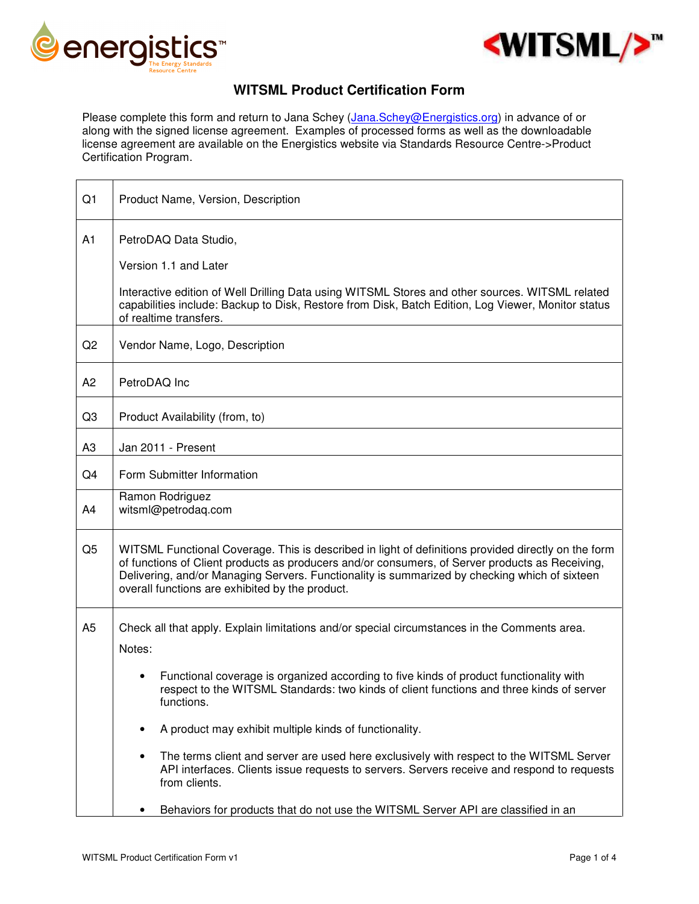# WITSML Product Certification Form

Please complete this form and return to Jana Schey (Jana.Schey@Energistics.org) in advance of or along with the signed license agreement. Examples of processed forms as well as the downloadable license agreement are available on the Energistics website via Standards Resource Centre->Product Certification Program.

| | |
|---|---|
| Q1 | Product Name, Version, Description |
| A1 | PetroDAQ Data Studio,<br><br>Version 1.1 and Later<br><br>Interactive edition of Well Drilling Data using WITSML Stores and other sources. WITSML related capabilities include: Backup to Disk, Restore from Disk, Batch Edition, Log Viewer, Monitor status of realtime transfers. |
| Q2 | Vendor Name, Logo, Description |
| A2 | PetroDAQ Inc |
| Q3 | Product Availability (from, to) |
| A3 | Jan 2011 - Present |
| Q4 | Form Submitter Information |
| A4 | Ramon Rodriguez<br>witsml@petrodaq.com |
| Q5 | WITSML Functional Coverage. This is described in light of definitions provided directly on the form of functions of Client products as producers and/or consumers, of Server products as Receiving, Delivering, and/or Managing Servers. Functionality is summarized by checking which of sixteen overall functions are exhibited by the product. |
| A5 | Check all that apply. Explain limitations and/or special circumstances in the Comments area.<br><br>Notes:<br><br>• Functional coverage is organized according to five kinds of product functionality with respect to the WITSML Standards: two kinds of client functions and three kinds of server functions.<br><br>• A product may exhibit multiple kinds of functionality.<br><br>• The terms client and server are used here exclusively with respect to the WITSML Server API interfaces. Clients issue requests to servers. Servers receive and respond to requests from clients.<br><br>• Behaviors for products that do not use the WITSML Server API are classified in an |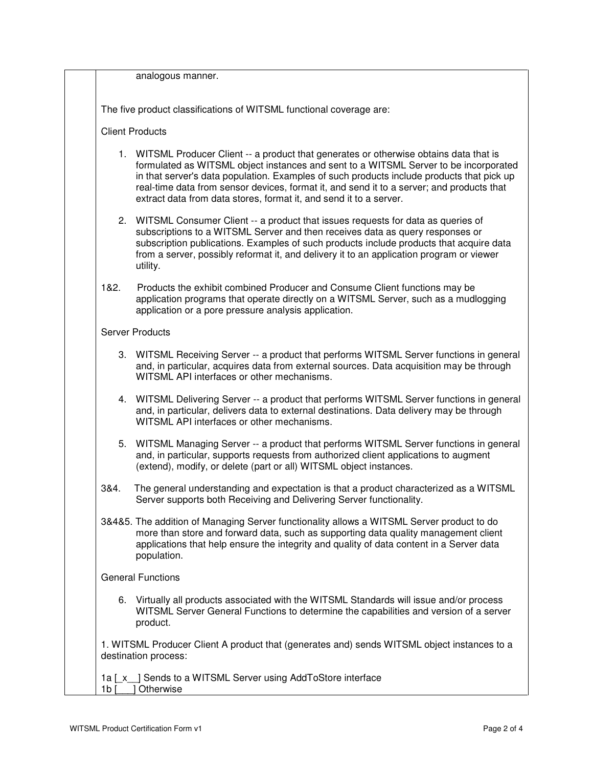analogous manner.

The five product classifications of WITSML functional coverage are:

Client Products

1. WITSML Producer Client -- a product that generates or otherwise obtains data that is formulated as WITSML object instances and sent to a WITSML Server to be incorporated in that server's data population. Examples of such products include products that pick up real-time data from sensor devices, format it, and send it to a server; and products that extract data from data stores, format it, and send it to a server.

2. WITSML Consumer Client -- a product that issues requests for data as queries of subscriptions to a WITSML Server and then receives data as query responses or subscription publications. Examples of such products include products that acquire data from a server, possibly reformat it, and delivery it to an application program or viewer utility.

1&2. Products the exhibit combined Producer and Consume Client functions may be application programs that operate directly on a WITSML Server, such as a mudlogging application or a pore pressure analysis application.

Server Products

3. WITSML Receiving Server -- a product that performs WITSML Server functions in general and, in particular, acquires data from external sources. Data acquisition may be through WITSML API interfaces or other mechanisms.

4. WITSML Delivering Server -- a product that performs WITSML Server functions in general and, in particular, delivers data to external destinations. Data delivery may be through WITSML API interfaces or other mechanisms.

5. WITSML Managing Server -- a product that performs WITSML Server functions in general and, in particular, supports requests from authorized client applications to augment (extend), modify, or delete (part or all) WITSML object instances.

3&4. The general understanding and expectation is that a product characterized as a WITSML Server supports both Receiving and Delivering Server functionality.

3&4&5. The addition of Managing Server functionality allows a WITSML Server product to do more than store and forward data, such as supporting data quality management client applications that help ensure the integrity and quality of data content in a Server data population.

General Functions

6. Virtually all products associated with the WITSML Standards will issue and/or process WITSML Server General Functions to determine the capabilities and version of a server product.

1. WITSML Producer Client A product that (generates and) sends WITSML object instances to a destination process:

1a [_x__] Sends to a WITSML Server using AddToStore interface
1b [___] Otherwise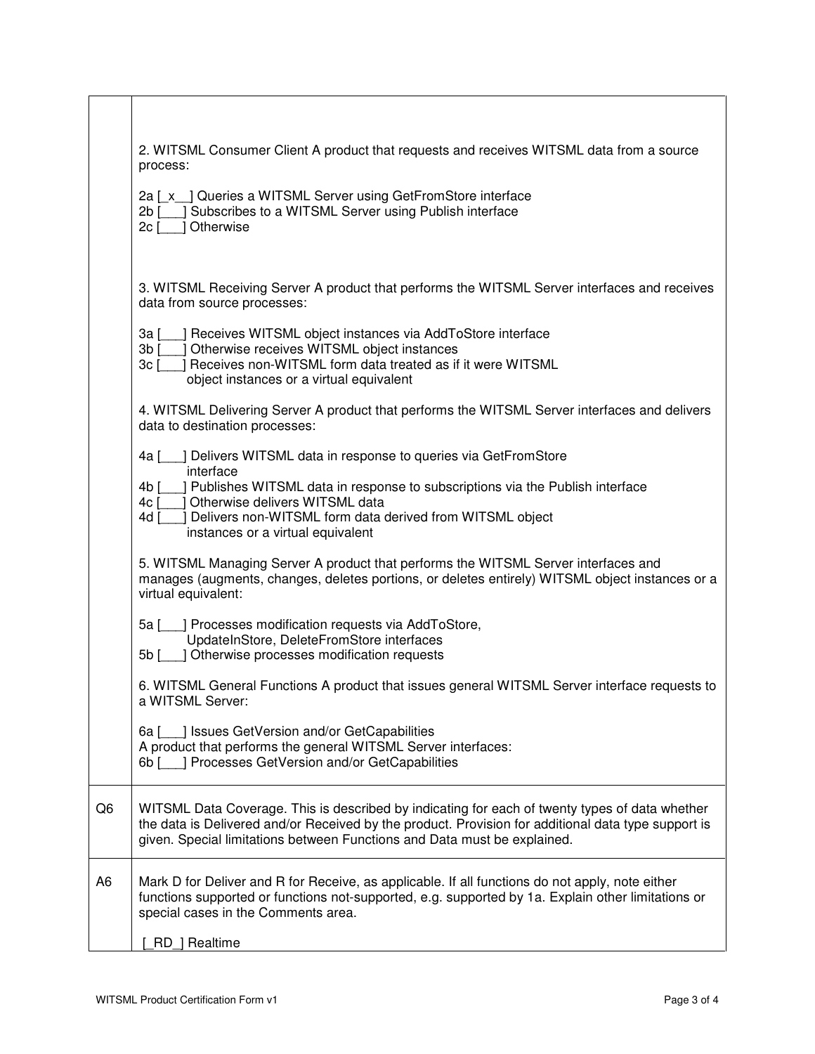| | |
|---|---|
| | 2. WITSML Consumer Client A product that requests and receives WITSML data from a source process:<br><br>2a [_x__] Queries a WITSML Server using GetFromStore interface<br>2b [___] Subscribes to a WITSML Server using Publish interface<br>2c [___] Otherwise<br><br>3. WITSML Receiving Server A product that performs the WITSML Server interfaces and receives data from source processes:<br><br>3a [___] Receives WITSML object instances via AddToStore interface<br>3b [___] Otherwise receives WITSML object instances<br>3c [___] Receives non-WITSML form data treated as if it were WITSML object instances or a virtual equivalent<br><br>4. WITSML Delivering Server A product that performs the WITSML Server interfaces and delivers data to destination processes:<br><br>4a [___] Delivers WITSML data in response to queries via GetFromStore interface<br>4b [___] Publishes WITSML data in response to subscriptions via the Publish interface<br>4c [___] Otherwise delivers WITSML data<br>4d [___] Delivers non-WITSML form data derived from WITSML object instances or a virtual equivalent<br><br>5. WITSML Managing Server A product that performs the WITSML Server interfaces and manages (augments, changes, deletes portions, or deletes entirely) WITSML object instances or a virtual equivalent:<br><br>5a [___] Processes modification requests via AddToStore, UpdateInStore, DeleteFromStore interfaces<br>5b [___] Otherwise processes modification requests<br><br>6. WITSML General Functions A product that issues general WITSML Server interface requests to a WITSML Server:<br><br>6a [___] Issues GetVersion and/or GetCapabilities<br>A product that performs the general WITSML Server interfaces:<br>6b [___] Processes GetVersion and/or GetCapabilities |
| Q6 | WITSML Data Coverage. This is described by indicating for each of twenty types of data whether the data is Delivered and/or Received by the product. Provision for additional data type support is given. Special limitations between Functions and Data must be explained. |
| A6 | Mark D for Deliver and R for Receive, as applicable. If all functions do not apply, note either functions supported or functions not-supported, e.g. supported by 1a. Explain other limitations or special cases in the Comments area.<br><br>[_RD_] Realtime |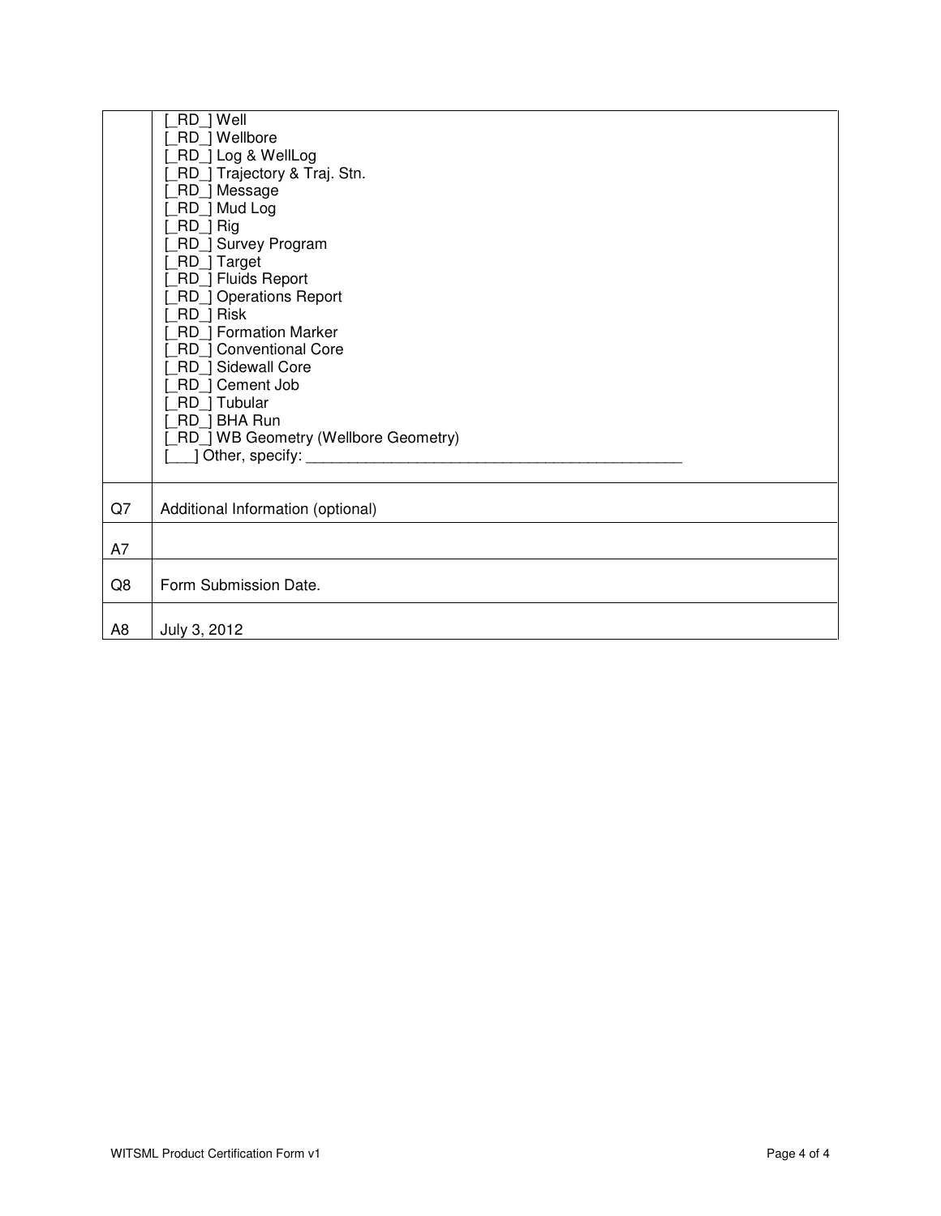| | |
|---|---|
| | [_RD_] Well<br>[_RD_] Wellbore<br>[_RD_] Log & WellLog<br>[_RD_] Trajectory & Traj. Stn.<br>[_RD_] Message<br>[_RD_] Mud Log<br>[_RD_] Rig<br>[_RD_] Survey Program<br>[_RD_] Target<br>[_RD_] Fluids Report<br>[_RD_] Operations Report<br>[_RD_] Risk<br>[_RD_] Formation Marker<br>[_RD_] Conventional Core<br>[_RD_] Sidewall Core<br>[_RD_] Cement Job<br>[_RD_] Tubular<br>[_RD_] BHA Run<br>[_RD_] WB Geometry (Wellbore Geometry)<br>[___] Other, specify: ____________________________________________ |
| Q7 | Additional Information (optional) |
| A7 | |
| Q8 | Form Submission Date. |
| A8 | July 3, 2012 |